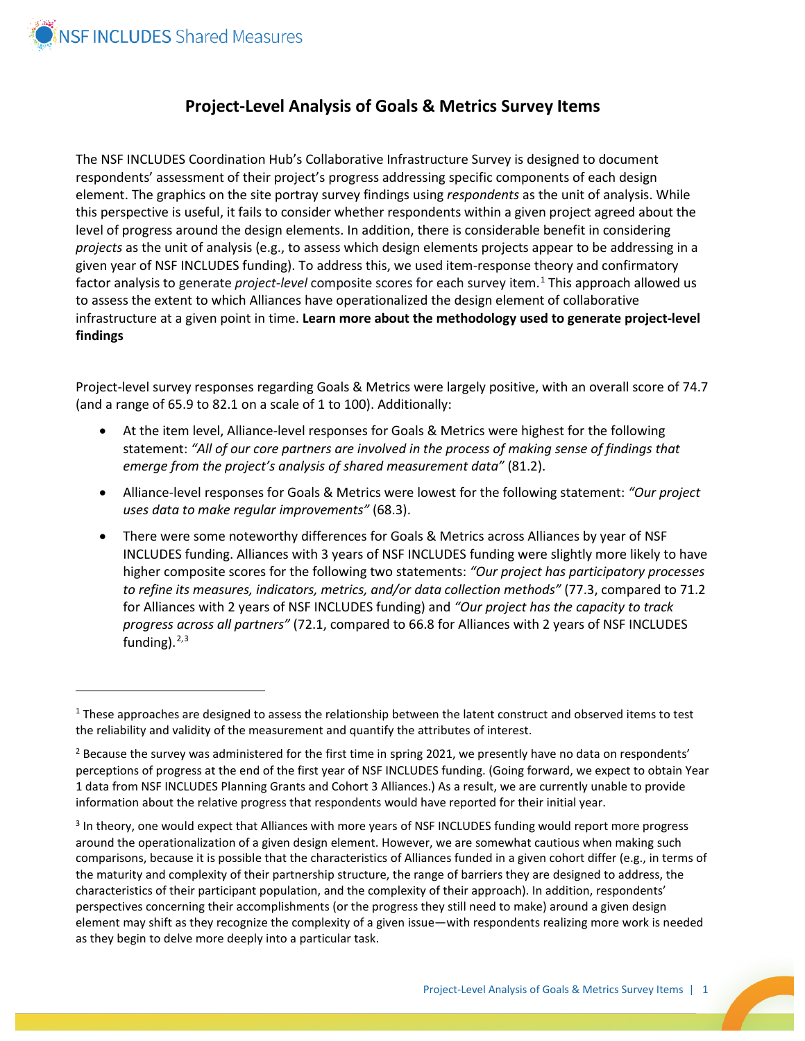# Project-Level Analysis of Goals & Metrics Survey Items

The NSF INCLUDES Coordination Hub's Collaborative Infrastructure Survey is designed to document respondents' assessment of their project's progress addressing specific components of each design element. The graphics on the site portray survey findings using *respondents* as the unit of analysis. While this perspective is useful, it fails to consider whether respondents within a given project agreed about the level of progress around the design elements. In addition, there is considerable benefit in considering *projects* as the unit of analysis (e.g., to assess which design elements projects appear to be addressing in a given year of NSF INCLUDES funding). To address this, we used item-response theory and confirmatory factor analysis to generate *project-level* composite scores for each survey item.[1] This approach allowed us to assess the extent to which Alliances have operationalized the design element of collaborative infrastructure at a given point in time. **Learn more about the methodology used to generate project-level findings**

Project-level survey responses regarding Goals & Metrics were largely positive, with an overall score of 74.7 (and a range of 65.9 to 82.1 on a scale of 1 to 100). Additionally:

- At the item level, Alliance-level responses for Goals & Metrics were highest for the following statement: *"All of our core partners are involved in the process of making sense of findings that emerge from the project's analysis of shared measurement data"* (81.2).
- Alliance-level responses for Goals & Metrics were lowest for the following statement: *"Our project uses data to make regular improvements"* (68.3).
- There were some noteworthy differences for Goals & Metrics across Alliances by year of NSF INCLUDES funding. Alliances with 3 years of NSF INCLUDES funding were slightly more likely to have higher composite scores for the following two statements: *"Our project has participatory processes to refine its measures, indicators, metrics, and/or data collection methods"* (77.3, compared to 71.2 for Alliances with 2 years of NSF INCLUDES funding) and *"Our project has the capacity to track progress across all partners"* (72.1, compared to 66.8 for Alliances with 2 years of NSF INCLUDES funding).[2,3]

---

[1] These approaches are designed to assess the relationship between the latent construct and observed items to test the reliability and validity of the measurement and quantify the attributes of interest.

[2] Because the survey was administered for the first time in spring 2021, we presently have no data on respondents' perceptions of progress at the end of the first year of NSF INCLUDES funding. (Going forward, we expect to obtain Year 1 data from NSF INCLUDES Planning Grants and Cohort 3 Alliances.) As a result, we are currently unable to provide information about the relative progress that respondents would have reported for their initial year.

[3] In theory, one would expect that Alliances with more years of NSF INCLUDES funding would report more progress around the operationalization of a given design element. However, we are somewhat cautious when making such comparisons, because it is possible that the characteristics of Alliances funded in a given cohort differ (e.g., in terms of the maturity and complexity of their partnership structure, the range of barriers they are designed to address, the characteristics of their participant population, and the complexity of their approach). In addition, respondents' perspectives concerning their accomplishments (or the progress they still need to make) around a given design element may shift as they recognize the complexity of a given issue—with respondents realizing more work is needed as they begin to delve more deeply into a particular task.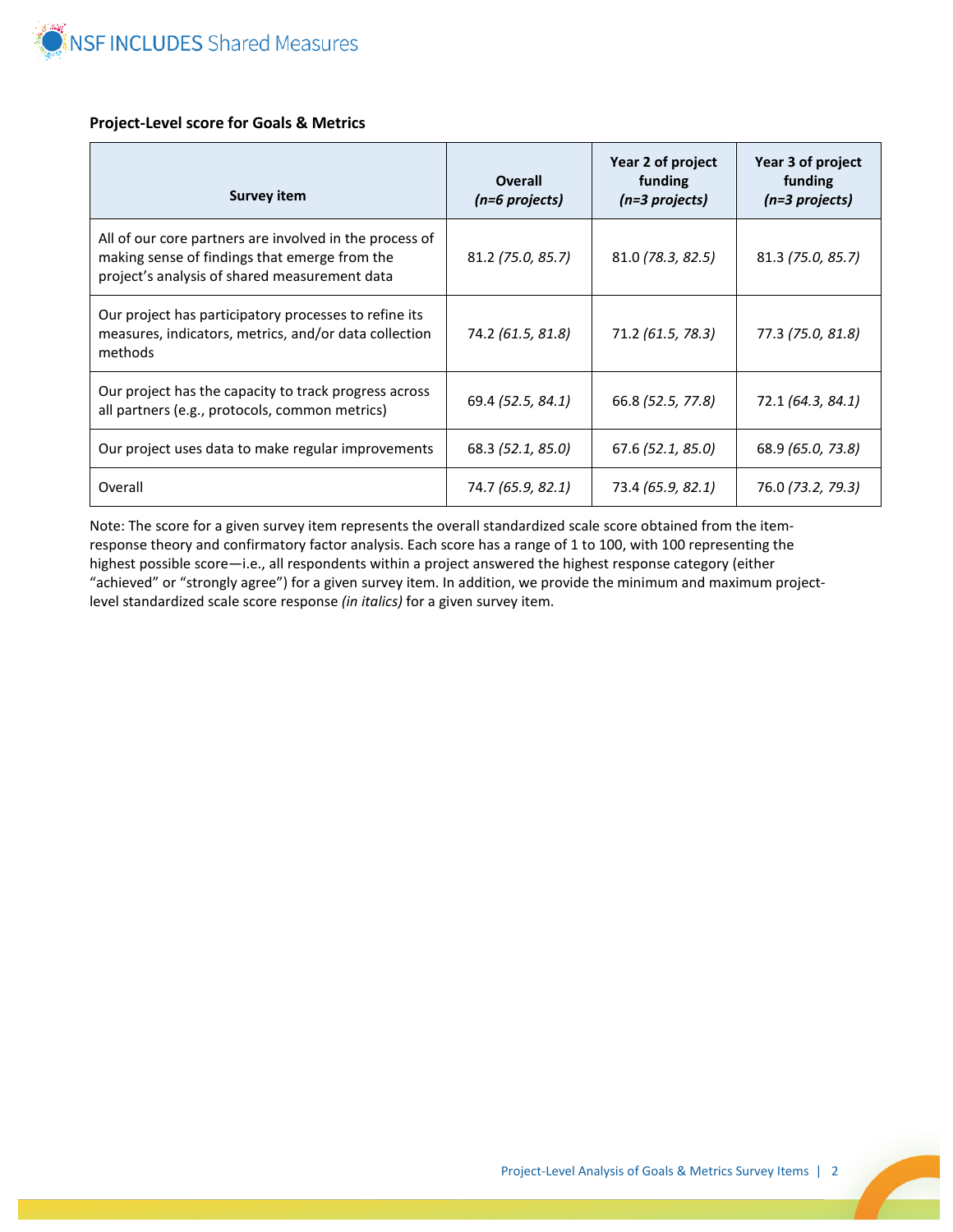**Project-Level score for Goals & Metrics**

| Survey item | Overall *(n=6 projects)* | Year 2 of project funding *(n=3 projects)* | Year 3 of project funding *(n=3 projects)* |
|---|---|---|---|
| All of our core partners are involved in the process of making sense of findings that emerge from the project's analysis of shared measurement data | 81.2 *(75.0, 85.7)* | 81.0 *(78.3, 82.5)* | 81.3 *(75.0, 85.7)* |
| Our project has participatory processes to refine its measures, indicators, metrics, and/or data collection methods | 74.2 *(61.5, 81.8)* | 71.2 *(61.5, 78.3)* | 77.3 *(75.0, 81.8)* |
| Our project has the capacity to track progress across all partners (e.g., protocols, common metrics) | 69.4 *(52.5, 84.1)* | 66.8 *(52.5, 77.8)* | 72.1 *(64.3, 84.1)* |
| Our project uses data to make regular improvements | 68.3 *(52.1, 85.0)* | 67.6 *(52.1, 85.0)* | 68.9 *(65.0, 73.8)* |
| Overall | 74.7 *(65.9, 82.1)* | 73.4 *(65.9, 82.1)* | 76.0 *(73.2, 79.3)* |

Note: The score for a given survey item represents the overall standardized scale score obtained from the item-response theory and confirmatory factor analysis. Each score has a range of 1 to 100, with 100 representing the highest possible score—i.e., all respondents within a project answered the highest response category (either "achieved" or "strongly agree") for a given survey item. In addition, we provide the minimum and maximum project-level standardized scale score response *(in italics)* for a given survey item.